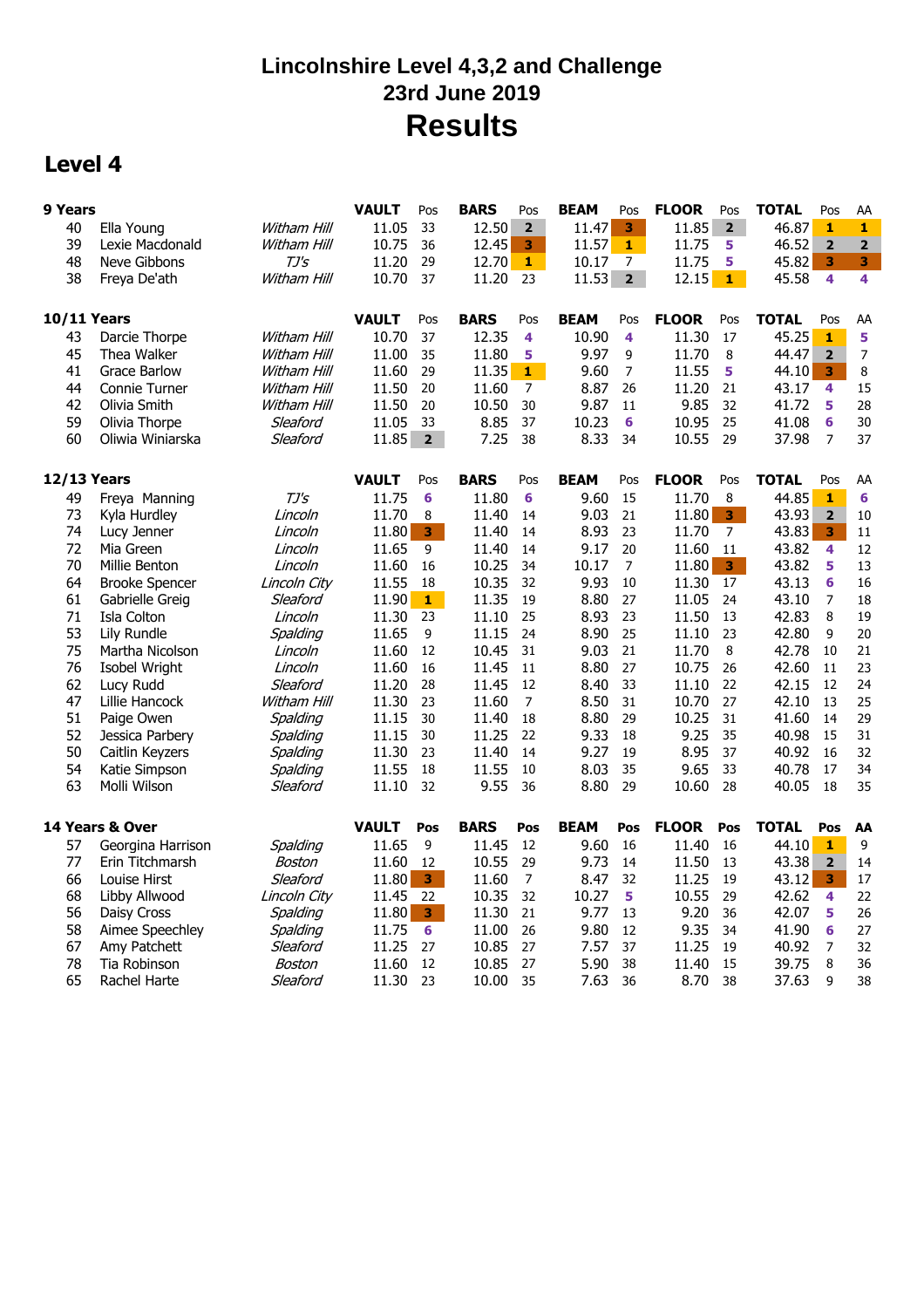# Lincolnshire Level 4,3,2 and Challenge
## 23rd June 2019
# Results

## Level 4

### 9 Years

| No. | Name | Club | VAULT | Pos | BARS | Pos | BEAM | Pos | FLOOR | Pos | TOTAL | Pos | AA |
|---|---|---|---|---|---|---|---|---|---|---|---|---|---|
| 40 | Ella Young | *Witham Hill* | 11.05 | 33 | 12.50 | 2 | 11.47 | 3 | 11.85 | 2 | 46.87 | 1 | 1 |
| 39 | Lexie Macdonald | *Witham Hill* | 10.75 | 36 | 12.45 | 3 | 11.57 | 1 | 11.75 | 5 | 46.52 | 2 | 2 |
| 48 | Neve Gibbons | *TJ's* | 11.20 | 29 | 12.70 | 1 | 10.17 | 7 | 11.75 | 5 | 45.82 | 3 | 3 |
| 38 | Freya De'ath | *Witham Hill* | 10.70 | 37 | 11.20 | 23 | 11.53 | 2 | 12.15 | 1 | 45.58 | 4 | 4 |

### 10/11 Years

| No. | Name | Club | VAULT | Pos | BARS | Pos | BEAM | Pos | FLOOR | Pos | TOTAL | Pos | AA |
|---|---|---|---|---|---|---|---|---|---|---|---|---|---|
| 43 | Darcie Thorpe | *Witham Hill* | 10.70 | 37 | 12.35 | 4 | 10.90 | 4 | 11.30 | 17 | 45.25 | 1 | 5 |
| 45 | Thea Walker | *Witham Hill* | 11.00 | 35 | 11.80 | 5 | 9.97 | 9 | 11.70 | 8 | 44.47 | 2 | 7 |
| 41 | Grace Barlow | *Witham Hill* | 11.60 | 29 | 11.35 | 1 | 9.60 | 7 | 11.55 | 5 | 44.10 | 3 | 8 |
| 44 | Connie Turner | *Witham Hill* | 11.50 | 20 | 11.60 | 7 | 8.87 | 26 | 11.20 | 21 | 43.17 | 4 | 15 |
| 42 | Olivia Smith | *Witham Hill* | 11.50 | 20 | 10.50 | 30 | 9.87 | 11 | 9.85 | 32 | 41.72 | 5 | 28 |
| 59 | Olivia Thorpe | *Sleaford* | 11.05 | 33 | 8.85 | 37 | 10.23 | 6 | 10.95 | 25 | 41.08 | 6 | 30 |
| 60 | Oliwia Winiarska | *Sleaford* | 11.85 | 2 | 7.25 | 38 | 8.33 | 34 | 10.55 | 29 | 37.98 | 7 | 37 |

### 12/13 Years

| No. | Name | Club | VAULT | Pos | BARS | Pos | BEAM | Pos | FLOOR | Pos | TOTAL | Pos | AA |
|---|---|---|---|---|---|---|---|---|---|---|---|---|---|
| 49 | Freya Manning | *TJ's* | 11.75 | 6 | 11.80 | 6 | 9.60 | 15 | 11.70 | 8 | 44.85 | 1 | 6 |
| 73 | Kyla Hurdley | *Lincoln* | 11.70 | 8 | 11.40 | 14 | 9.03 | 21 | 11.80 | 3 | 43.93 | 2 | 10 |
| 74 | Lucy Jenner | *Lincoln* | 11.80 | 3 | 11.40 | 14 | 8.93 | 23 | 11.70 | 7 | 43.83 | 3 | 11 |
| 72 | Mia Green | *Lincoln* | 11.65 | 9 | 11.40 | 14 | 9.17 | 20 | 11.60 | 11 | 43.82 | 4 | 12 |
| 70 | Millie Benton | *Lincoln* | 11.60 | 16 | 10.25 | 34 | 10.17 | 7 | 11.80 | 3 | 43.82 | 5 | 13 |
| 64 | Brooke Spencer | *Lincoln City* | 11.55 | 18 | 10.35 | 32 | 9.93 | 10 | 11.30 | 17 | 43.13 | 6 | 16 |
| 61 | Gabrielle Greig | *Sleaford* | 11.90 | 1 | 11.35 | 19 | 8.80 | 27 | 11.05 | 24 | 43.10 | 7 | 18 |
| 71 | Isla Colton | *Lincoln* | 11.30 | 23 | 11.10 | 25 | 8.93 | 23 | 11.50 | 13 | 42.83 | 8 | 19 |
| 53 | Lily Rundle | *Spalding* | 11.65 | 9 | 11.15 | 24 | 8.90 | 25 | 11.10 | 23 | 42.80 | 9 | 20 |
| 75 | Martha Nicolson | *Lincoln* | 11.60 | 12 | 10.45 | 31 | 9.03 | 21 | 11.70 | 8 | 42.78 | 10 | 21 |
| 76 | Isobel Wright | *Lincoln* | 11.60 | 16 | 11.45 | 11 | 8.80 | 27 | 10.75 | 26 | 42.60 | 11 | 23 |
| 62 | Lucy Rudd | *Sleaford* | 11.20 | 28 | 11.45 | 12 | 8.40 | 33 | 11.10 | 22 | 42.15 | 12 | 24 |
| 47 | Lillie Hancock | *Witham Hill* | 11.30 | 23 | 11.60 | 7 | 8.50 | 31 | 10.70 | 27 | 42.10 | 13 | 25 |
| 51 | Paige Owen | *Spalding* | 11.15 | 30 | 11.40 | 18 | 8.80 | 29 | 10.25 | 31 | 41.60 | 14 | 29 |
| 52 | Jessica Parbery | *Spalding* | 11.15 | 30 | 11.25 | 22 | 9.33 | 18 | 9.25 | 35 | 40.98 | 15 | 31 |
| 50 | Caitlin Keyzers | *Spalding* | 11.30 | 23 | 11.40 | 14 | 9.27 | 19 | 8.95 | 37 | 40.92 | 16 | 32 |
| 54 | Katie Simpson | *Spalding* | 11.55 | 18 | 11.55 | 10 | 8.03 | 35 | 9.65 | 33 | 40.78 | 17 | 34 |
| 63 | Molli Wilson | *Sleaford* | 11.10 | 32 | 9.55 | 36 | 8.80 | 29 | 10.60 | 28 | 40.05 | 18 | 35 |

### 14 Years & Over

| No. | Name | Club | VAULT | Pos | BARS | Pos | BEAM | Pos | FLOOR | Pos | TOTAL | Pos | AA |
|---|---|---|---|---|---|---|---|---|---|---|---|---|---|
| 57 | Georgina Harrison | *Spalding* | 11.65 | 9 | 11.45 | 12 | 9.60 | 16 | 11.40 | 16 | 44.10 | 1 | 9 |
| 77 | Erin Titchmarsh | *Boston* | 11.60 | 12 | 10.55 | 29 | 9.73 | 14 | 11.50 | 13 | 43.38 | 2 | 14 |
| 66 | Louise Hirst | *Sleaford* | 11.80 | 3 | 11.60 | 7 | 8.47 | 32 | 11.25 | 19 | 43.12 | 3 | 17 |
| 68 | Libby Allwood | *Lincoln City* | 11.45 | 22 | 10.35 | 32 | 10.27 | 5 | 10.55 | 29 | 42.62 | 4 | 22 |
| 56 | Daisy Cross | *Spalding* | 11.80 | 3 | 11.30 | 21 | 9.77 | 13 | 9.20 | 36 | 42.07 | 5 | 26 |
| 58 | Aimee Speechley | *Spalding* | 11.75 | 6 | 11.00 | 26 | 9.80 | 12 | 9.35 | 34 | 41.90 | 6 | 27 |
| 67 | Amy Patchett | *Sleaford* | 11.25 | 27 | 10.85 | 27 | 7.57 | 37 | 11.25 | 19 | 40.92 | 7 | 32 |
| 78 | Tia Robinson | *Boston* | 11.60 | 12 | 10.85 | 27 | 5.90 | 38 | 11.40 | 15 | 39.75 | 8 | 36 |
| 65 | Rachel Harte | *Sleaford* | 11.30 | 23 | 10.00 | 35 | 7.63 | 36 | 8.70 | 38 | 37.63 | 9 | 38 |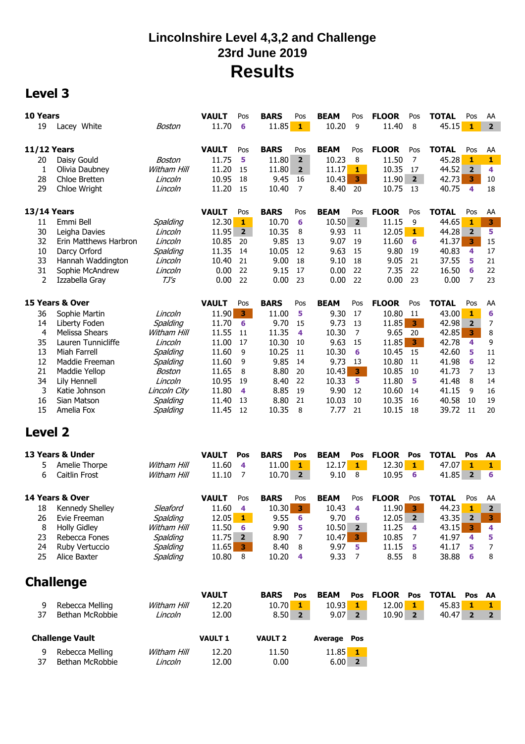# Lincolnshire Level 4,3,2 and Challenge
## 23rd June 2019
# Results

## Level 3

### 10 Years

| No. | Name | Club | VAULT | Pos | BARS | Pos | BEAM | Pos | FLOOR | Pos | TOTAL | Pos | AA |
|---|---|---|---|---|---|---|---|---|---|---|---|---|---|
| 19 | Lacey White | Boston | 11.70 | 6 | 11.85 | 1 | 10.20 | 9 | 11.40 | 8 | 45.15 | 1 | 2 |

### 11/12 Years

| No. | Name | Club | VAULT | Pos | BARS | Pos | BEAM | Pos | FLOOR | Pos | TOTAL | Pos | AA |
|---|---|---|---|---|---|---|---|---|---|---|---|---|---|
| 20 | Daisy Gould | Boston | 11.75 | 5 | 11.80 | 2 | 10.23 | 8 | 11.50 | 7 | 45.28 | 1 | 1 |
| 1 | Olivia Daubney | Witham Hill | 11.20 | 15 | 11.80 | 2 | 11.17 | 1 | 10.35 | 17 | 44.52 | 2 | 4 |
| 28 | Chloe Bretten | Lincoln | 10.95 | 18 | 9.45 | 16 | 10.43 | 3 | 11.90 | 2 | 42.73 | 3 | 10 |
| 29 | Chloe Wright | Lincoln | 11.20 | 15 | 10.40 | 7 | 8.40 | 20 | 10.75 | 13 | 40.75 | 4 | 18 |

### 13/14 Years

| No. | Name | Club | VAULT | Pos | BARS | Pos | BEAM | Pos | FLOOR | Pos | TOTAL | Pos | AA |
|---|---|---|---|---|---|---|---|---|---|---|---|---|---|
| 11 | Emmi Bell | Spalding | 12.30 | 1 | 10.70 | 6 | 10.50 | 2 | 11.15 | 9 | 44.65 | 1 | 3 |
| 30 | Leigha Davies | Lincoln | 11.95 | 2 | 10.35 | 8 | 9.93 | 11 | 12.05 | 1 | 44.28 | 2 | 5 |
| 32 | Erin Matthews Harbron | Lincoln | 10.85 | 20 | 9.85 | 13 | 9.07 | 19 | 11.60 | 6 | 41.37 | 3 | 15 |
| 10 | Darcy Orford | Spalding | 11.35 | 14 | 10.05 | 12 | 9.63 | 15 | 9.80 | 19 | 40.83 | 4 | 17 |
| 33 | Hannah Waddington | Lincoln | 10.40 | 21 | 9.00 | 18 | 9.10 | 18 | 9.05 | 21 | 37.55 | 5 | 21 |
| 31 | Sophie McAndrew | Lincoln | 0.00 | 22 | 9.15 | 17 | 0.00 | 22 | 7.35 | 22 | 16.50 | 6 | 22 |
| 2 | Izzabella Gray | TJ's | 0.00 | 22 | 0.00 | 23 | 0.00 | 22 | 0.00 | 23 | 0.00 | 7 | 23 |

### 15 Years & Over

| No. | Name | Club | VAULT | Pos | BARS | Pos | BEAM | Pos | FLOOR | Pos | TOTAL | Pos | AA |
|---|---|---|---|---|---|---|---|---|---|---|---|---|---|
| 36 | Sophie Martin | Lincoln | 11.90 | 3 | 11.00 | 5 | 9.30 | 17 | 10.80 | 11 | 43.00 | 1 | 6 |
| 14 | Liberty Foden | Spalding | 11.70 | 6 | 9.70 | 15 | 9.73 | 13 | 11.85 | 3 | 42.98 | 2 | 7 |
| 4 | Melissa Shears | Witham Hill | 11.55 | 11 | 11.35 | 4 | 10.30 | 7 | 9.65 | 20 | 42.85 | 3 | 8 |
| 35 | Lauren Tunnicliffe | Lincoln | 11.00 | 17 | 10.30 | 10 | 9.63 | 15 | 11.85 | 3 | 42.78 | 4 | 9 |
| 13 | Miah Farrell | Spalding | 11.60 | 9 | 10.25 | 11 | 10.30 | 6 | 10.45 | 15 | 42.60 | 5 | 11 |
| 12 | Maddie Freeman | Spalding | 11.60 | 9 | 9.85 | 14 | 9.73 | 13 | 10.80 | 11 | 41.98 | 6 | 12 |
| 21 | Maddie Yellop | Boston | 11.65 | 8 | 8.80 | 20 | 10.43 | 3 | 10.85 | 10 | 41.73 | 7 | 13 |
| 34 | Lily Hennell | Lincoln | 10.95 | 19 | 8.40 | 22 | 10.33 | 5 | 11.80 | 5 | 41.48 | 8 | 14 |
| 3 | Katie Johnson | Lincoln City | 11.80 | 4 | 8.85 | 19 | 9.90 | 12 | 10.60 | 14 | 41.15 | 9 | 16 |
| 16 | Sian Matson | Spalding | 11.40 | 13 | 8.80 | 21 | 10.03 | 10 | 10.35 | 16 | 40.58 | 10 | 19 |
| 15 | Amelia Fox | Spalding | 11.45 | 12 | 10.35 | 8 | 7.77 | 21 | 10.15 | 18 | 39.72 | 11 | 20 |

## Level 2

### 13 Years & Under

| No. | Name | Club | VAULT | Pos | BARS | Pos | BEAM | Pos | FLOOR | Pos | TOTAL | Pos | AA |
|---|---|---|---|---|---|---|---|---|---|---|---|---|---|
| 5 | Amelie Thorpe | Witham Hill | 11.60 | 4 | 11.00 | 1 | 12.17 | 1 | 12.30 | 1 | 47.07 | 1 | 1 |
| 6 | Caitlin Frost | Witham Hill | 11.10 | 7 | 10.70 | 2 | 9.10 | 8 | 10.95 | 6 | 41.85 | 2 | 6 |

### 14 Years & Over

| No. | Name | Club | VAULT | Pos | BARS | Pos | BEAM | Pos | FLOOR | Pos | TOTAL | Pos | AA |
|---|---|---|---|---|---|---|---|---|---|---|---|---|---|
| 18 | Kennedy Shelley | Sleaford | 11.60 | 4 | 10.30 | 3 | 10.43 | 4 | 11.90 | 3 | 44.23 | 1 | 2 |
| 26 | Evie Freeman | Spalding | 12.05 | 1 | 9.55 | 6 | 9.70 | 6 | 12.05 | 2 | 43.35 | 2 | 3 |
| 8 | Holly Gidley | Witham Hill | 11.50 | 6 | 9.90 | 5 | 10.50 | 2 | 11.25 | 4 | 43.15 | 3 | 4 |
| 23 | Rebecca Fones | Spalding | 11.75 | 2 | 8.90 | 7 | 10.47 | 3 | 10.85 | 7 | 41.97 | 4 | 5 |
| 24 | Ruby Vertuccio | Spalding | 11.65 | 3 | 8.40 | 8 | 9.97 | 5 | 11.15 | 5 | 41.17 | 5 | 7 |
| 25 | Alice Baxter | Spalding | 10.80 | 8 | 10.20 | 4 | 9.33 | 7 | 8.55 | 8 | 38.88 | 6 | 8 |

## Challenge

| No. | Name | Club | VAULT | BARS | Pos | BEAM | Pos | FLOOR | Pos | TOTAL | Pos | AA |
|---|---|---|---|---|---|---|---|---|---|---|---|---|
| 9 | Rebecca Melling | Witham Hill | 12.20 | 10.70 | 1 | 10.93 | 1 | 12.00 | 1 | 45.83 | 1 | 1 |
| 37 | Bethan McRobbie | Lincoln | 12.00 | 8.50 | 2 | 9.07 | 2 | 10.90 | 2 | 40.47 | 2 | 2 |

### Challenge Vault

| No. | Name | Club | VAULT 1 | VAULT 2 | Average | Pos |
|---|---|---|---|---|---|---|
| 9 | Rebecca Melling | Witham Hill | 12.20 | 11.50 | 11.85 | 1 |
| 37 | Bethan McRobbie | Lincoln | 12.00 | 0.00 | 6.00 | 2 |